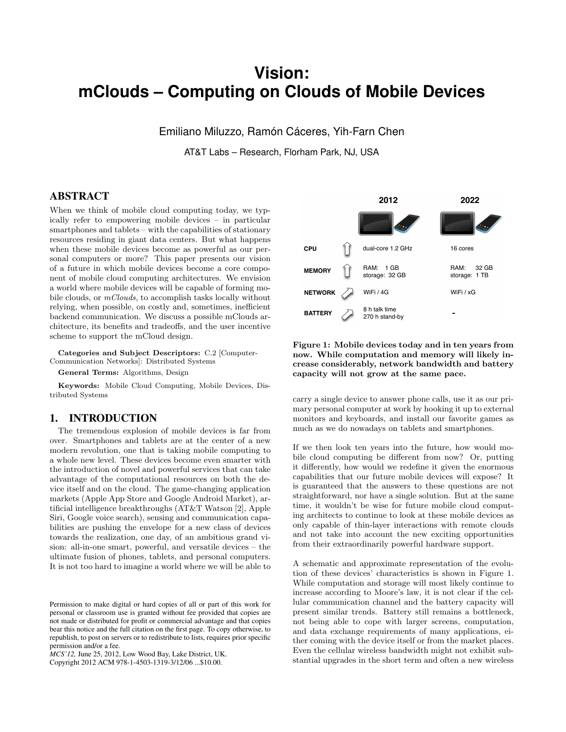# Vision: mClouds – Computing on Clouds of Mobile Devices

Emiliano Miluzzo, Ramón Cáceres, Yih-Farn Chen

AT&T Labs – Research, Florham Park, NJ, USA

## ABSTRACT

When we think of mobile cloud computing today, we typically refer to empowering mobile devices – in particular smartphones and tablets – with the capabilities of stationary resources residing in giant data centers. But what happens when these mobile devices become as powerful as our personal computers or more? This paper presents our vision of a future in which mobile devices become a core component of mobile cloud computing architectures. We envision a world where mobile devices will be capable of forming mobile clouds, or *mClouds*, to accomplish tasks locally without relying, when possible, on costly and, sometimes, inefficient backend communication. We discuss a possible mClouds architecture, its benefits and tradeoffs, and the user incentive scheme to support the mCloud design.

**Categories and Subject Descriptors:** C.2 [Computer-Communication Networks]: Distributed Systems

**General Terms:** Algorithms, Design

**Keywords:** Mobile Cloud Computing, Mobile Devices, Distributed Systems

## 1. INTRODUCTION

The tremendous explosion of mobile devices is far from over. Smartphones and tablets are at the center of a new modern revolution, one that is taking mobile computing to a whole new level. These devices become even smarter with the introduction of novel and powerful services that can take advantage of the computational resources on both the device itself and on the cloud. The game-changing application markets (Apple App Store and Google Android Market), artificial intelligence breakthroughs (AT&T Watson [2], Apple Siri, Google voice search), sensing and communication capabilities are pushing the envelope for a new class of devices towards the realization, one day, of an ambitious grand vision: all-in-one smart, powerful, and versatile devices – the ultimate fusion of phones, tablets, and personal computers. It is not too hard to imagine a world where we will be able to carry a single device to answer phone calls, use it as our primary personal computer at work by hooking it up to external monitors and keyboards, and install our favorite games as much as we do nowadays on tablets and smartphones.

2012

2022

CPU

dual-core 1.2 GHz

16 cores

MEMORY

RAM: 1 GB
storage: 32 GB

RAM: 32 GB
storage: 1 TB

NETWORK

WiFi / 4G

WiFi / xG

BATTERY

8 h talk time
270 h stand-by

-

**Figure 1: Mobile devices today and in ten years from now. While computation and memory will likely increase considerably, network bandwidth and battery capacity will not grow at the same pace.**

If we then look ten years into the future, how would mobile cloud computing be different from now? Or, putting it differently, how would we redefine it given the enormous capabilities that our future mobile devices will expose? It is guaranteed that the answers to these questions are not straightforward, nor have a single solution. But at the same time, it wouldn't be wise for future mobile cloud computing architects to continue to look at these mobile devices as only capable of thin-layer interactions with remote clouds and not take into account the new exciting opportunities from their extraordinarily powerful hardware support.

A schematic and approximate representation of the evolution of these devices' characteristics is shown in Figure 1. While computation and storage will most likely continue to increase according to Moore's law, it is not clear if the cellular communication channel and the battery capacity will present similar trends. Battery still remains a bottleneck, not being able to cope with larger screens, computation, and data exchange requirements of many applications, either coming with the device itself or from the market places. Even the cellular wireless bandwidth might not exhibit substantial upgrades in the short term and often a new wireless

Permission to make digital or hard copies of all or part of this work for personal or classroom use is granted without fee provided that copies are not made or distributed for profit or commercial advantage and that copies bear this notice and the full citation on the first page. To copy otherwise, to republish, to post on servers or to redistribute to lists, requires prior specific permission and/or a fee.
*MCS'12*, June 25, 2012, Low Wood Bay, Lake District, UK.
Copyright 2012 ACM 978-1-4503-1319-3/12/06 ...$10.00.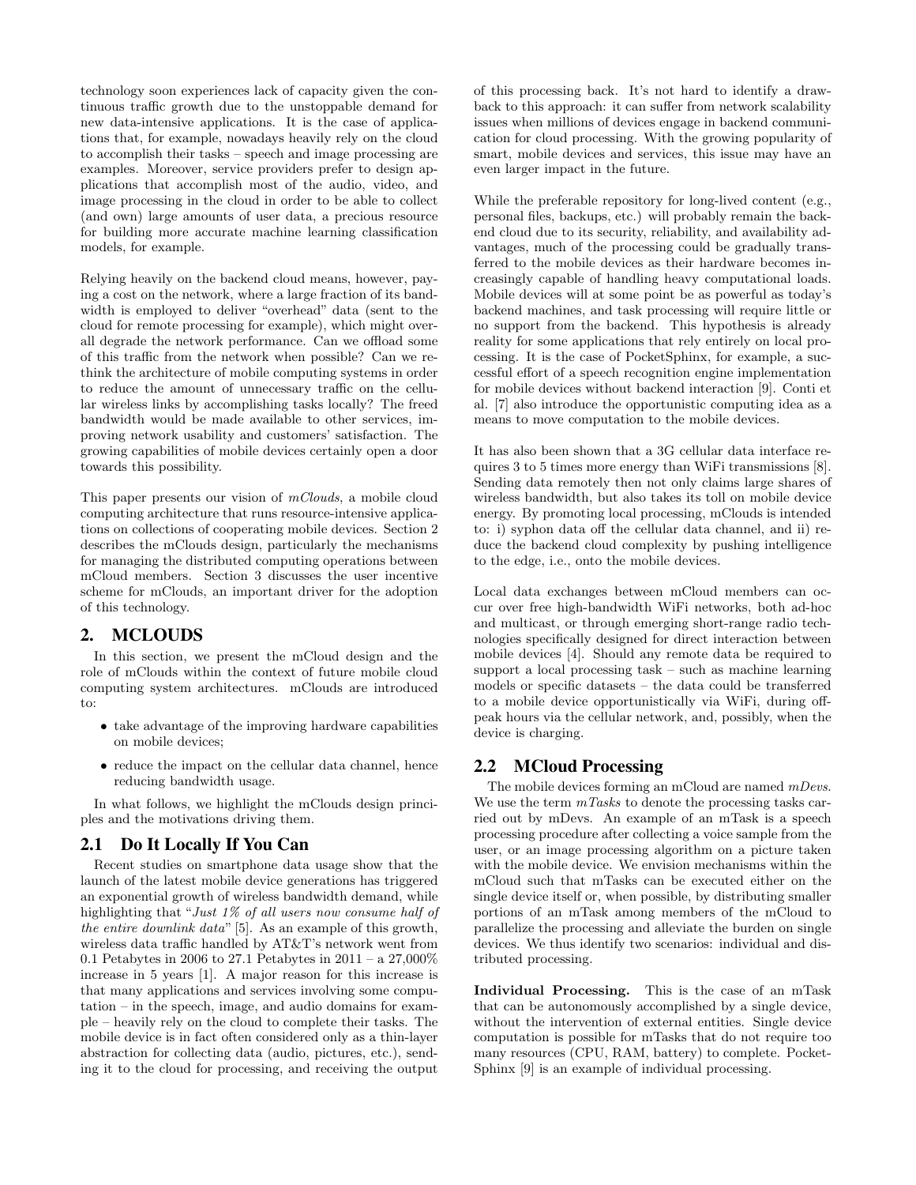technology soon experiences lack of capacity given the continuous traffic growth due to the unstoppable demand for new data-intensive applications. It is the case of applications that, for example, nowadays heavily rely on the cloud to accomplish their tasks – speech and image processing are examples. Moreover, service providers prefer to design applications that accomplish most of the audio, video, and image processing in the cloud in order to be able to collect (and own) large amounts of user data, a precious resource for building more accurate machine learning classification models, for example.

Relying heavily on the backend cloud means, however, paying a cost on the network, where a large fraction of its bandwidth is employed to deliver "overhead" data (sent to the cloud for remote processing for example), which might overall degrade the network performance. Can we offload some of this traffic from the network when possible? Can we rethink the architecture of mobile computing systems in order to reduce the amount of unnecessary traffic on the cellular wireless links by accomplishing tasks locally? The freed bandwidth would be made available to other services, improving network usability and customers' satisfaction. The growing capabilities of mobile devices certainly open a door towards this possibility.

This paper presents our vision of *mClouds*, a mobile cloud computing architecture that runs resource-intensive applications on collections of cooperating mobile devices. Section 2 describes the mClouds design, particularly the mechanisms for managing the distributed computing operations between mCloud members. Section 3 discusses the user incentive scheme for mClouds, an important driver for the adoption of this technology.

## 2. MCLOUDS

In this section, we present the mCloud design and the role of mClouds within the context of future mobile cloud computing system architectures. mClouds are introduced to:

- take advantage of the improving hardware capabilities on mobile devices;
- reduce the impact on the cellular data channel, hence reducing bandwidth usage.

In what follows, we highlight the mClouds design principles and the motivations driving them.

### 2.1 Do It Locally If You Can

Recent studies on smartphone data usage show that the launch of the latest mobile device generations has triggered an exponential growth of wireless bandwidth demand, while highlighting that "*Just 1% of all users now consume half of the entire downlink data*" [5]. As an example of this growth, wireless data traffic handled by AT&T's network went from 0.1 Petabytes in 2006 to 27.1 Petabytes in 2011 – a 27,000% increase in 5 years [1]. A major reason for this increase is that many applications and services involving some computation – in the speech, image, and audio domains for example – heavily rely on the cloud to complete their tasks. The mobile device is in fact often considered only as a thin-layer abstraction for collecting data (audio, pictures, etc.), sending it to the cloud for processing, and receiving the output of this processing back. It's not hard to identify a drawback to this approach: it can suffer from network scalability issues when millions of devices engage in backend communication for cloud processing. With the growing popularity of smart, mobile devices and services, this issue may have an even larger impact in the future.

While the preferable repository for long-lived content (e.g., personal files, backups, etc.) will probably remain the backend cloud due to its security, reliability, and availability advantages, much of the processing could be gradually transferred to the mobile devices as their hardware becomes increasingly capable of handling heavy computational loads. Mobile devices will at some point be as powerful as today's backend machines, and task processing will require little or no support from the backend. This hypothesis is already reality for some applications that rely entirely on local processing. It is the case of PocketSphinx, for example, a successful effort of a speech recognition engine implementation for mobile devices without backend interaction [9]. Conti et al. [7] also introduce the opportunistic computing idea as a means to move computation to the mobile devices.

It has also been shown that a 3G cellular data interface requires 3 to 5 times more energy than WiFi transmissions [8]. Sending data remotely then not only claims large shares of wireless bandwidth, but also takes its toll on mobile device energy. By promoting local processing, mClouds is intended to: i) syphon data off the cellular data channel, and ii) reduce the backend cloud complexity by pushing intelligence to the edge, i.e., onto the mobile devices.

Local data exchanges between mCloud members can occur over free high-bandwidth WiFi networks, both ad-hoc and multicast, or through emerging short-range radio technologies specifically designed for direct interaction between mobile devices [4]. Should any remote data be required to support a local processing task – such as machine learning models or specific datasets – the data could be transferred to a mobile device opportunistically via WiFi, during off-peak hours via the cellular network, and, possibly, when the device is charging.

### 2.2 MCloud Processing

The mobile devices forming an mCloud are named *mDevs*. We use the term *mTasks* to denote the processing tasks carried out by mDevs. An example of an mTask is a speech processing procedure after collecting a voice sample from the user, or an image processing algorithm on a picture taken with the mobile device. We envision mechanisms within the mCloud such that mTasks can be executed either on the single device itself or, when possible, by distributing smaller portions of an mTask among members of the mCloud to parallelize the processing and alleviate the burden on single devices. We thus identify two scenarios: individual and distributed processing.

**Individual Processing.** This is the case of an mTask that can be autonomously accomplished by a single device, without the intervention of external entities. Single device computation is possible for mTasks that do not require too many resources (CPU, RAM, battery) to complete. PocketSphinx [9] is an example of individual processing.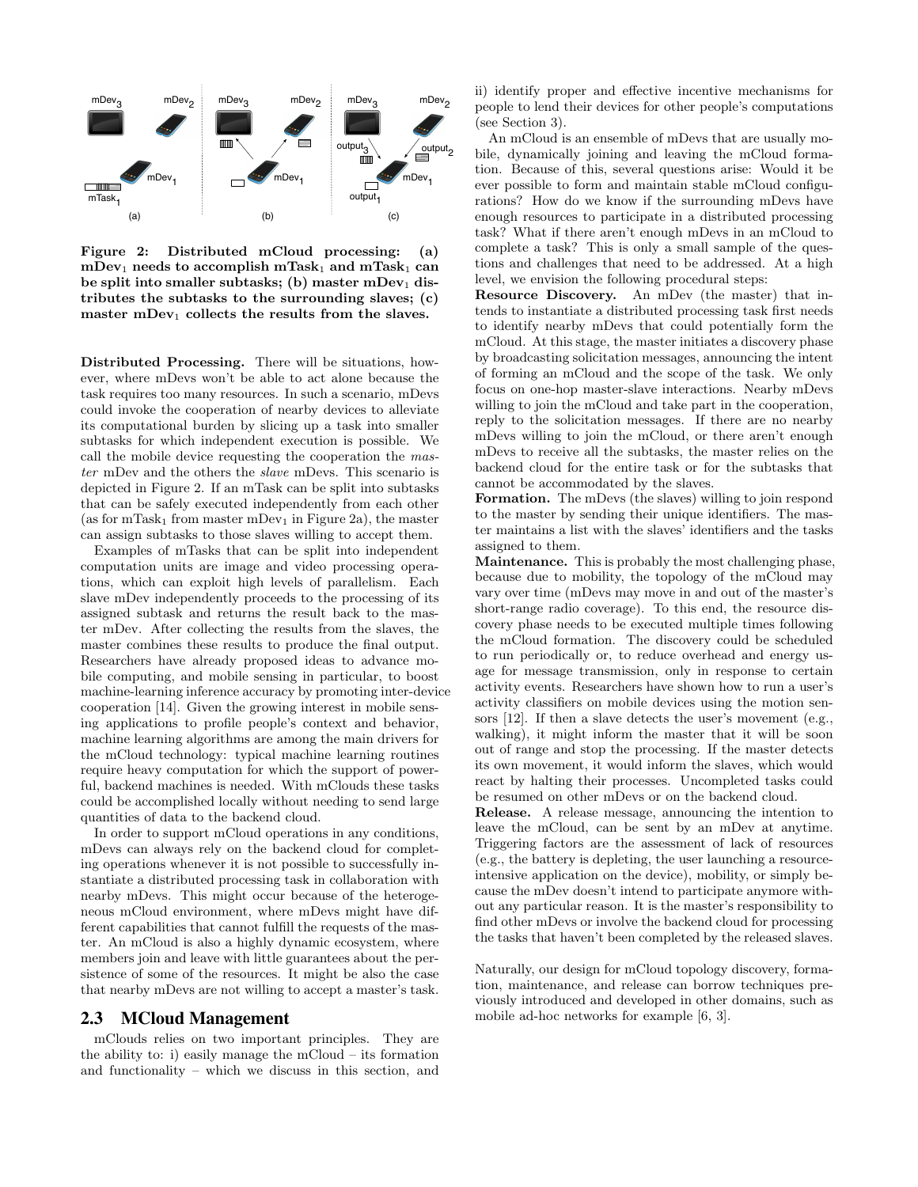**Figure 2: Distributed mCloud processing: (a) mDev$_1$ needs to accomplish mTask$_1$ and mTask$_1$ can be split into smaller subtasks; (b) master mDev$_1$ distributes the subtasks to the surrounding slaves; (c) master mDev$_1$ collects the results from the slaves.**

**Distributed Processing.** There will be situations, however, where mDevs won't be able to act alone because the task requires too many resources. In such a scenario, mDevs could invoke the cooperation of nearby devices to alleviate its computational burden by slicing up a task into smaller subtasks for which independent execution is possible. We call the mobile device requesting the cooperation the *master* mDev and the others the *slave* mDevs. This scenario is depicted in Figure 2. If an mTask can be split into subtasks that can be safely executed independently from each other (as for mTask$_1$ from master mDev$_1$ in Figure 2a), the master can assign subtasks to those slaves willing to accept them.

Examples of mTasks that can be split into independent computation units are image and video processing operations, which can exploit high levels of parallelism. Each slave mDev independently proceeds to the processing of its assigned subtask and returns the result back to the master mDev. After collecting the results from the slaves, the master combines these results to produce the final output. Researchers have already proposed ideas to advance mobile computing, and mobile sensing in particular, to boost machine-learning inference accuracy by promoting inter-device cooperation [14]. Given the growing interest in mobile sensing applications to profile people's context and behavior, machine learning algorithms are among the main drivers for the mCloud technology: typical machine learning routines require heavy computation for which the support of powerful, backend machines is needed. With mClouds these tasks could be accomplished locally without needing to send large quantities of data to the backend cloud.

In order to support mCloud operations in any conditions, mDevs can always rely on the backend cloud for completing operations whenever it is not possible to successfully instantiate a distributed processing task in collaboration with nearby mDevs. This might occur because of the heterogeneous mCloud environment, where mDevs might have different capabilities that cannot fulfill the requests of the master. An mCloud is also a highly dynamic ecosystem, where members join and leave with little guarantees about the persistence of some of the resources. It might be also the case that nearby mDevs are not willing to accept a master's task.

## 2.3 MCloud Management

mClouds relies on two important principles. They are the ability to: i) easily manage the mCloud – its formation and functionality – which we discuss in this section, and ii) identify proper and effective incentive mechanisms for people to lend their devices for other people's computations (see Section 3).

An mCloud is an ensemble of mDevs that are usually mobile, dynamically joining and leaving the mCloud formation. Because of this, several questions arise: Would it be ever possible to form and maintain stable mCloud configurations? How do we know if the surrounding mDevs have enough resources to participate in a distributed processing task? What if there aren't enough mDevs in an mCloud to complete a task? This is only a small sample of the questions and challenges that need to be addressed. At a high level, we envision the following procedural steps:

**Resource Discovery.** An mDev (the master) that intends to instantiate a distributed processing task first needs to identify nearby mDevs that could potentially form the mCloud. At this stage, the master initiates a discovery phase by broadcasting solicitation messages, announcing the intent of forming an mCloud and the scope of the task. We only focus on one-hop master-slave interactions. Nearby mDevs willing to join the mCloud and take part in the cooperation, reply to the solicitation messages. If there are no nearby mDevs willing to join the mCloud, or there aren't enough mDevs to receive all the subtasks, the master relies on the backend cloud for the entire task or for the subtasks that cannot be accommodated by the slaves.

**Formation.** The mDevs (the slaves) willing to join respond to the master by sending their unique identifiers. The master maintains a list with the slaves' identifiers and the tasks assigned to them.

**Maintenance.** This is probably the most challenging phase, because due to mobility, the topology of the mCloud may vary over time (mDevs may move in and out of the master's short-range radio coverage). To this end, the resource discovery phase needs to be executed multiple times following the mCloud formation. The discovery could be scheduled to run periodically or, to reduce overhead and energy usage for message transmission, only in response to certain activity events. Researchers have shown how to run a user's activity classifiers on mobile devices using the motion sensors [12]. If then a slave detects the user's movement (e.g., walking), it might inform the master that it will be soon out of range and stop the processing. If the master detects its own movement, it would inform the slaves, which would react by halting their processes. Uncompleted tasks could be resumed on other mDevs or on the backend cloud.

**Release.** A release message, announcing the intention to leave the mCloud, can be sent by an mDev at anytime. Triggering factors are the assessment of lack of resources (e.g., the battery is depleting, the user launching a resource-intensive application on the device), mobility, or simply because the mDev doesn't intend to participate anymore without any particular reason. It is the master's responsibility to find other mDevs or involve the backend cloud for processing the tasks that haven't been completed by the released slaves.

Naturally, our design for mCloud topology discovery, formation, maintenance, and release can borrow techniques previously introduced and developed in other domains, such as mobile ad-hoc networks for example [6, 3].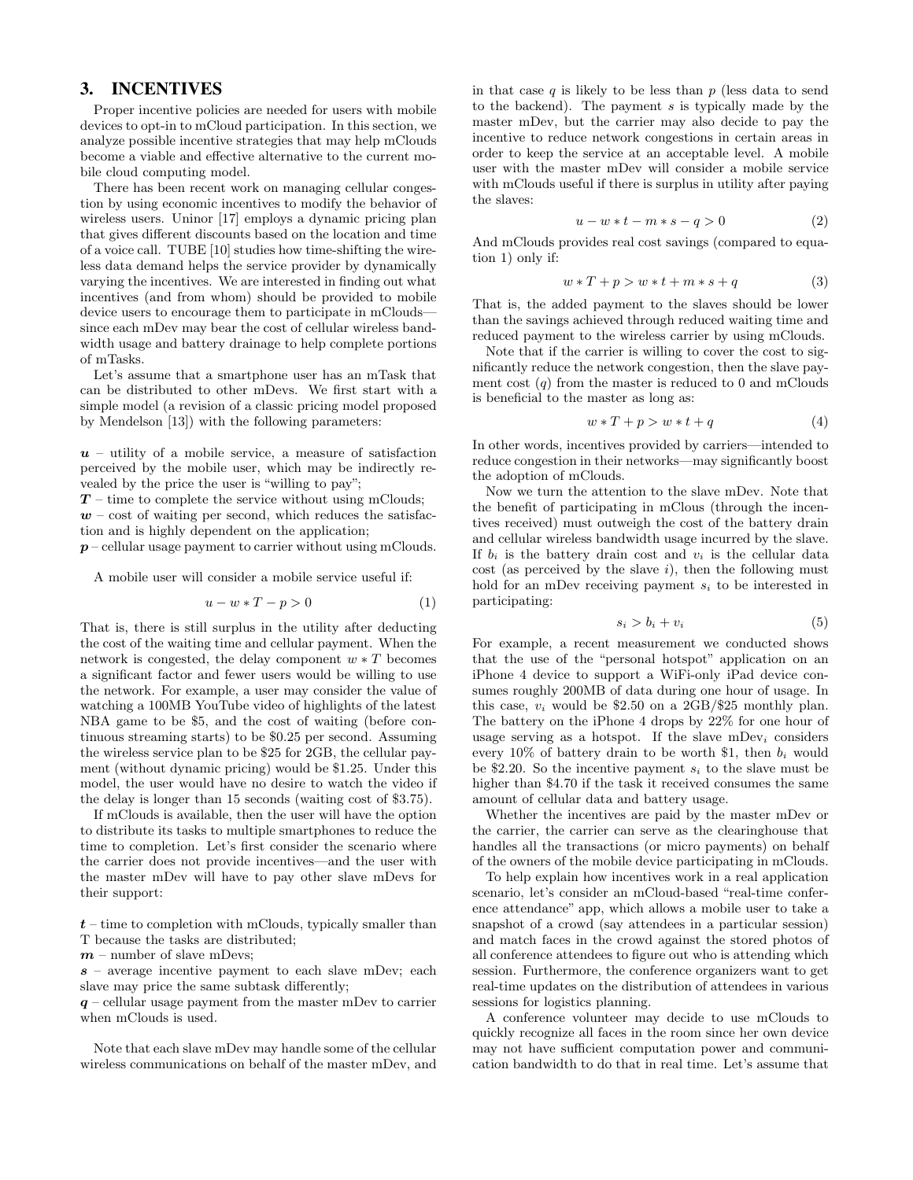## 3. INCENTIVES

Proper incentive policies are needed for users with mobile devices to opt-in to mCloud participation. In this section, we analyze possible incentive strategies that may help mClouds become a viable and effective alternative to the current mobile cloud computing model.

There has been recent work on managing cellular congestion by using economic incentives to modify the behavior of wireless users. Uninor [17] employs a dynamic pricing plan that gives different discounts based on the location and time of a voice call. TUBE [10] studies how time-shifting the wireless data demand helps the service provider by dynamically varying the incentives. We are interested in finding out what incentives (and from whom) should be provided to mobile device users to encourage them to participate in mClouds—since each mDev may bear the cost of cellular wireless bandwidth usage and battery drainage to help complete portions of mTasks.

Let's assume that a smartphone user has an mTask that can be distributed to other mDevs. We first start with a simple model (a revision of a classic pricing model proposed by Mendelson [13]) with the following parameters:

$\boldsymbol{u}$ – utility of a mobile service, a measure of satisfaction perceived by the mobile user, which may be indirectly revealed by the price the user is "willing to pay";
$\boldsymbol{T}$ – time to complete the service without using mClouds;
$\boldsymbol{w}$ – cost of waiting per second, which reduces the satisfaction and is highly dependent on the application;
$\boldsymbol{p}$ – cellular usage payment to carrier without using mClouds.

A mobile user will consider a mobile service useful if:

$$u - w * T - p > 0 \tag{1}$$

That is, there is still surplus in the utility after deducting the cost of the waiting time and cellular payment. When the network is congested, the delay component $w * T$ becomes a significant factor and fewer users would be willing to use the network. For example, a user may consider the value of watching a 100MB YouTube video of highlights of the latest NBA game to be $5, and the cost of waiting (before continuous streaming starts) to be $0.25 per second. Assuming the wireless service plan to be $25 for 2GB, the cellular payment (without dynamic pricing) would be $1.25. Under this model, the user would have no desire to watch the video if the delay is longer than 15 seconds (waiting cost of $3.75).

If mClouds is available, then the user will have the option to distribute its tasks to multiple smartphones to reduce the time to completion. Let's first consider the scenario where the carrier does not provide incentives—and the user with the master mDev will have to pay other slave mDevs for their support:

$\boldsymbol{t}$ – time to completion with mClouds, typically smaller than T because the tasks are distributed;
$\boldsymbol{m}$ – number of slave mDevs;
$\boldsymbol{s}$ – average incentive payment to each slave mDev; each slave may price the same subtask differently;
$\boldsymbol{q}$ – cellular usage payment from the master mDev to carrier when mClouds is used.

Note that each slave mDev may handle some of the cellular wireless communications on behalf of the master mDev, and in that case $q$ is likely to be less than $p$ (less data to send to the backend). The payment $s$ is typically made by the master mDev, but the carrier may also decide to pay the incentive to reduce network congestions in certain areas in order to keep the service at an acceptable level. A mobile user with the master mDev will consider a mobile service with mClouds useful if there is surplus in utility after paying the slaves:

$$u - w * t - m * s - q > 0 \tag{2}$$

And mClouds provides real cost savings (compared to equation 1) only if:

$$w * T + p > w * t + m * s + q \tag{3}$$

That is, the added payment to the slaves should be lower than the savings achieved through reduced waiting time and reduced payment to the wireless carrier by using mClouds.

Note that if the carrier is willing to cover the cost to significantly reduce the network congestion, then the slave payment cost ($q$) from the master is reduced to 0 and mClouds is beneficial to the master as long as:

$$w * T + p > w * t + q \tag{4}$$

In other words, incentives provided by carriers—intended to reduce congestion in their networks—may significantly boost the adoption of mClouds.

Now we turn the attention to the slave mDev. Note that the benefit of participating in mClous (through the incentives received) must outweigh the cost of the battery drain and cellular wireless bandwidth usage incurred by the slave. If $b_i$ is the battery drain cost and $v_i$ is the cellular data cost (as perceived by the slave $i$), then the following must hold for an mDev receiving payment $s_i$ to be interested in participating:

$$s_i > b_i + v_i \tag{5}$$

For example, a recent measurement we conducted shows that the use of the "personal hotspot" application on an iPhone 4 device to support a WiFi-only iPad device consumes roughly 200MB of data during one hour of usage. In this case, $v_i$ would be $2.50 on a 2GB/$25 monthly plan. The battery on the iPhone 4 drops by 22% for one hour of usage serving as a hotspot. If the slave mDev$_i$ considers every 10% of battery drain to be worth $1, then $b_i$ would be $2.20. So the incentive payment $s_i$ to the slave must be higher than $4.70 if the task it received consumes the same amount of cellular data and battery usage.

Whether the incentives are paid by the master mDev or the carrier, the carrier can serve as the clearinghouse that handles all the transactions (or micro payments) on behalf of the owners of the mobile device participating in mClouds.

To help explain how incentives work in a real application scenario, let's consider an mCloud-based "real-time conference attendance" app, which allows a mobile user to take a snapshot of a crowd (say attendees in a particular session) and match faces in the crowd against the stored photos of all conference attendees to figure out who is attending which session. Furthermore, the conference organizers want to get real-time updates on the distribution of attendees in various sessions for logistics planning.

A conference volunteer may decide to use mClouds to quickly recognize all faces in the room since her own device may not have sufficient computation power and communication bandwidth to do that in real time. Let's assume that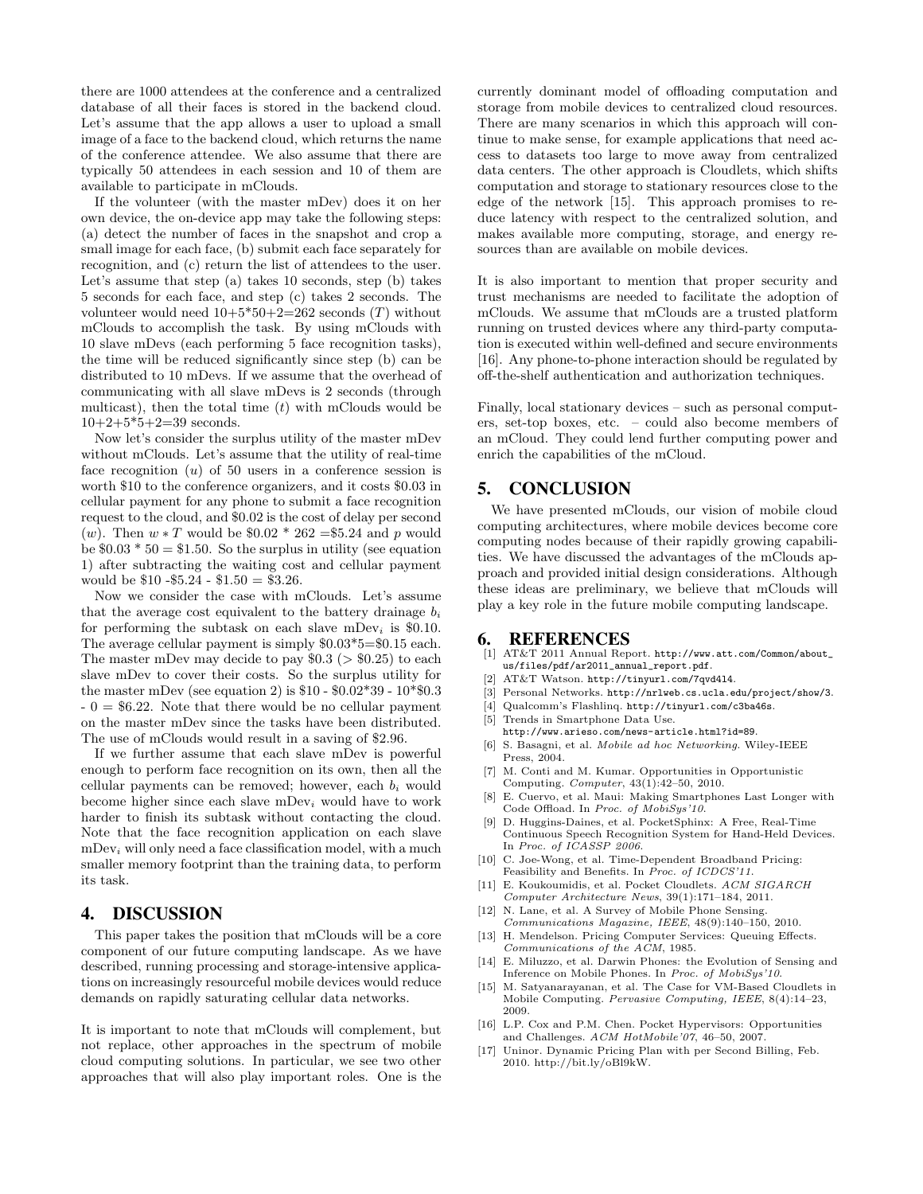there are 1000 attendees at the conference and a centralized database of all their faces is stored in the backend cloud. Let's assume that the app allows a user to upload a small image of a face to the backend cloud, which returns the name of the conference attendee. We also assume that there are typically 50 attendees in each session and 10 of them are available to participate in mClouds.

If the volunteer (with the master mDev) does it on her own device, the on-device app may take the following steps: (a) detect the number of faces in the snapshot and crop a small image for each face, (b) submit each face separately for recognition, and (c) return the list of attendees to the user. Let's assume that step (a) takes 10 seconds, step (b) takes 5 seconds for each face, and step (c) takes 2 seconds. The volunteer would need 10+5*50+2=262 seconds ($T$) without mClouds to accomplish the task. By using mClouds with 10 slave mDevs (each performing 5 face recognition tasks), the time will be reduced significantly since step (b) can be distributed to 10 mDevs. If we assume that the overhead of communicating with all slave mDevs is 2 seconds (through multicast), then the total time ($t$) with mClouds would be 10+2+5*5+2=39 seconds.

Now let's consider the surplus utility of the master mDev without mClouds. Let's assume that the utility of real-time face recognition ($u$) of 50 users in a conference session is worth $10 to the conference organizers, and it costs $0.03 in cellular payment for any phone to submit a face recognition request to the cloud, and $0.02 is the cost of delay per second ($w$). Then $w * T$ would be $0.02 * 262 =$5.24 and $p$ would be $0.03 * 50 = $1.50. So the surplus in utility (see equation 1) after subtracting the waiting cost and cellular payment would be $10 -$5.24 - $1.50 = $3.26.

Now we consider the case with mClouds. Let's assume that the average cost equivalent to the battery drainage $b_i$ for performing the subtask on each slave mDev$_i$ is $0.10. The average cellular payment is simply $0.03*5=$0.15 each. The master mDev may decide to pay $0.3 (> $0.25) to each slave mDev to cover their costs. So the surplus utility for the master mDev (see equation 2) is $10 - $0.02*39 - 10*$0.3 - 0 = $6.22. Note that there would be no cellular payment on the master mDev since the tasks have been distributed. The use of mClouds would result in a saving of $2.96.

If we further assume that each slave mDev is powerful enough to perform face recognition on its own, then all the cellular payments can be removed; however, each $b_i$ would become higher since each slave mDev$_i$ would have to work harder to finish its subtask without contacting the cloud. Note that the face recognition application on each slave mDev$_i$ will only need a face classification model, with a much smaller memory footprint than the training data, to perform its task.

## 4. DISCUSSION

This paper takes the position that mClouds will be a core component of our future computing landscape. As we have described, running processing and storage-intensive applications on increasingly resourceful mobile devices would reduce demands on rapidly saturating cellular data networks.

It is important to note that mClouds will complement, but not replace, other approaches in the spectrum of mobile cloud computing solutions. In particular, we see two other approaches that will also play important roles. One is the currently dominant model of offloading computation and storage from mobile devices to centralized cloud resources. There are many scenarios in which this approach will continue to make sense, for example applications that need access to datasets too large to move away from centralized data centers. The other approach is Cloudlets, which shifts computation and storage to stationary resources close to the edge of the network [15]. This approach promises to reduce latency with respect to the centralized solution, and makes available more computing, storage, and energy resources than are available on mobile devices.

It is also important to mention that proper security and trust mechanisms are needed to facilitate the adoption of mClouds. We assume that mClouds are a trusted platform running on trusted devices where any third-party computation is executed within well-defined and secure environments [16]. Any phone-to-phone interaction should be regulated by off-the-shelf authentication and authorization techniques.

Finally, local stationary devices – such as personal computers, set-top boxes, etc. – could also become members of an mCloud. They could lend further computing power and enrich the capabilities of the mCloud.

## 5. CONCLUSION

We have presented mClouds, our vision of mobile cloud computing architectures, where mobile devices become core computing nodes because of their rapidly growing capabilities. We have discussed the advantages of the mClouds approach and provided initial design considerations. Although these ideas are preliminary, we believe that mClouds will play a key role in the future mobile computing landscape.

## 6. REFERENCES

- [1] AT&T 2011 Annual Report. http://www.att.com/Common/about_us/files/pdf/ar2011_annual_report.pdf.
- [2] AT&T Watson. http://tinyurl.com/7qvd414.
- [3] Personal Networks. http://nrlweb.cs.ucla.edu/project/show/3.
- [4] Qualcomm's Flashlinq. http://tinyurl.com/c3ba46s.
- [5] Trends in Smartphone Data Use. http://www.arieso.com/news-article.html?id=89.
- [6] S. Basagni, et al. *Mobile ad hoc Networking*. Wiley-IEEE Press, 2004.
- [7] M. Conti and M. Kumar. Opportunities in Opportunistic Computing. *Computer*, 43(1):42–50, 2010.
- [8] E. Cuervo, et al. Maui: Making Smartphones Last Longer with Code Offload. In *Proc. of MobiSys'10*.
- [9] D. Huggins-Daines, et al. PocketSphinx: A Free, Real-Time Continuous Speech Recognition System for Hand-Held Devices. In *Proc. of ICASSP 2006*.
- [10] C. Joe-Wong, et al. Time-Dependent Broadband Pricing: Feasibility and Benefits. In *Proc. of ICDCS'11*.
- [11] E. Koukoumidis, et al. Pocket Cloudlets. *ACM SIGARCH Computer Architecture News*, 39(1):171–184, 2011.
- [12] N. Lane, et al. A Survey of Mobile Phone Sensing. *Communications Magazine, IEEE*, 48(9):140–150, 2010.
- [13] H. Mendelson. Pricing Computer Services: Queuing Effects. *Communications of the ACM*, 1985.
- [14] E. Miluzzo, et al. Darwin Phones: the Evolution of Sensing and Inference on Mobile Phones. In *Proc. of MobiSys'10*.
- [15] M. Satyanarayanan, et al. The Case for VM-Based Cloudlets in Mobile Computing. *Pervasive Computing, IEEE*, 8(4):14–23, 2009.
- [16] L.P. Cox and P.M. Chen. Pocket Hypervisors: Opportunities and Challenges. *ACM HotMobile'07*, 46–50, 2007.
- [17] Uninor. Dynamic Pricing Plan with per Second Billing, Feb. 2010. http://bit.ly/oBl9kW.